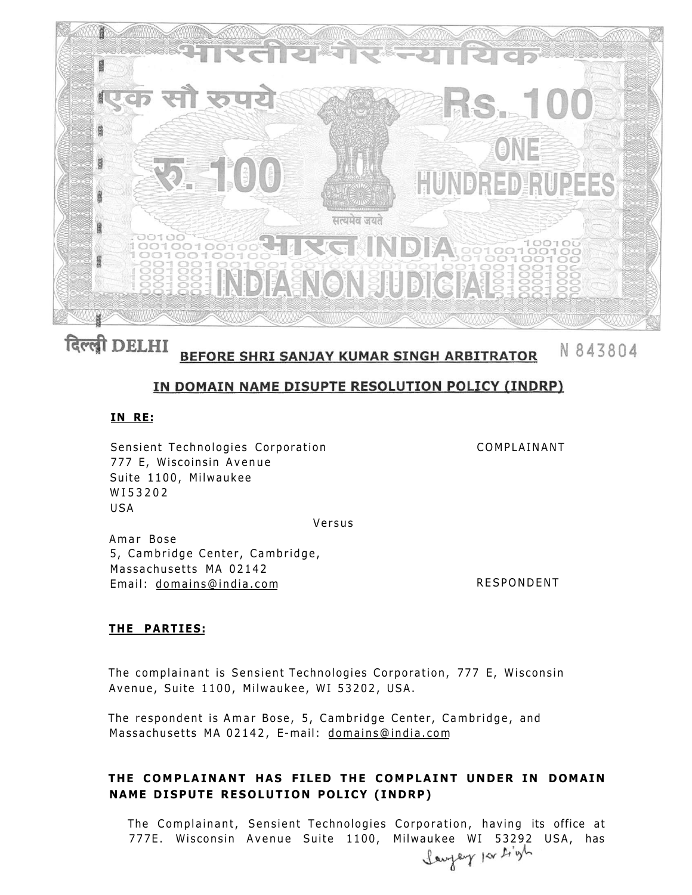भारतीय गैर न्यायिक

एक सौ रुपये Rs. 100

रु. 100 ONE HUNDRED RUPEES

सत्यमेव जयते

भारत INDIA

INDIA NON JUDICIAL

दिल्ली DELHI N 843804

## BEFORE SHRI SANJAY KUMAR SINGH ARBITRATOR

## IN DOMAIN NAME DISUPTE RESOLUTION POLICY (INDRP)

**IN RE:**

Sensient Technologies Corporation — COMPLAINANT
777 E, Wiscoinsin Avenue
Suite 1100, Milwaukee
WI53202
USA

Versus

Amar Bose — RESPONDENT
5, Cambridge Center, Cambridge,
Massachusetts MA 02142
Email: domains@india.com

**THE PARTIES:**

The complainant is Sensient Technologies Corporation, 777 E, Wisconsin Avenue, Suite 1100, Milwaukee, WI 53202, USA.

The respondent is Amar Bose, 5, Cambridge Center, Cambridge, and Massachusetts MA 02142, E-mail: domains@india.com

**THE COMPLAINANT HAS FILED THE COMPLAINT UNDER IN DOMAIN NAME DISPUTE RESOLUTION POLICY (INDRP)**

The Complainant, Sensient Technologies Corporation, having its office at 777E. Wisconsin Avenue Suite 1100, Milwaukee WI 53292 USA, has

Sanjay Kr Singh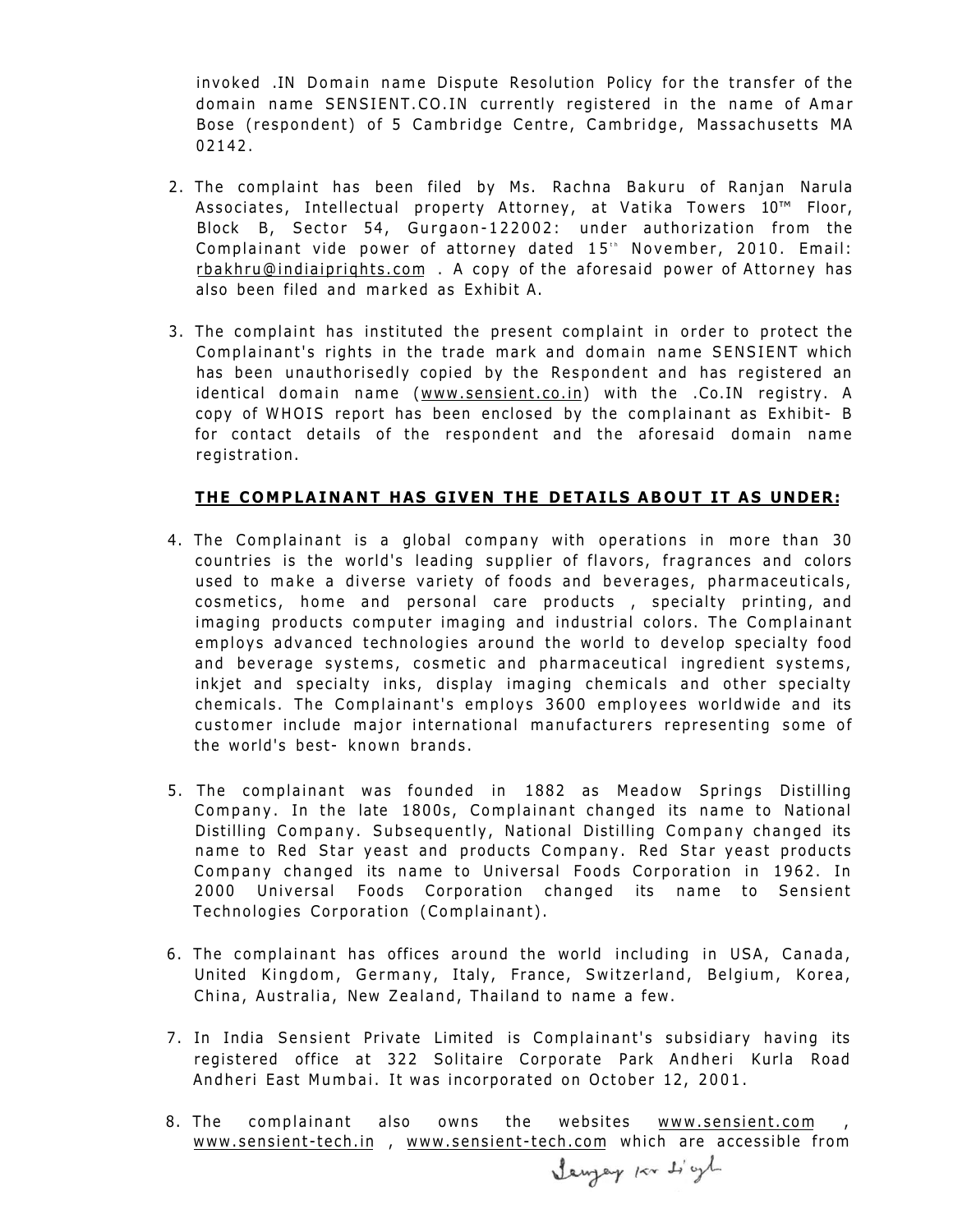invoked .IN Domain name Dispute Resolution Policy for the transfer of the domain name SENSIENT.CO.IN currently registered in the name of Amar Bose (respondent) of 5 Cambridge Centre, Cambridge, Massachusetts MA 02142.

2. The complaint has been filed by Ms. Rachna Bakuru of Ranjan Narula Associates, Intellectual property Attorney, at Vatika Towers 10™ Floor, Block B, Sector 54, Gurgaon-122002: under authorization from the Complainant vide power of attorney dated 15th November, 2010. Email: rbakhru@indiaiprights.com . A copy of the aforesaid power of Attorney has also been filed and marked as Exhibit A.

3. The complaint has instituted the present complaint in order to protect the Complainant's rights in the trade mark and domain name SENSIENT which has been unauthorisedly copied by the Respondent and has registered an identical domain name (www.sensient.co.in) with the .Co.IN registry. A copy of WHOIS report has been enclosed by the complainant as Exhibit- B for contact details of the respondent and the aforesaid domain name registration.

**THE COMPLAINANT HAS GIVEN THE DETAILS ABOUT IT AS UNDER:**

4. The Complainant is a global company with operations in more than 30 countries is the world's leading supplier of flavors, fragrances and colors used to make a diverse variety of foods and beverages, pharmaceuticals, cosmetics, home and personal care products , specialty printing, and imaging products computer imaging and industrial colors. The Complainant employs advanced technologies around the world to develop specialty food and beverage systems, cosmetic and pharmaceutical ingredient systems, inkjet and specialty inks, display imaging chemicals and other specialty chemicals. The Complainant's employs 3600 employees worldwide and its customer include major international manufacturers representing some of the world's best- known brands.

5. The complainant was founded in 1882 as Meadow Springs Distilling Company. In the late 1800s, Complainant changed its name to National Distilling Company. Subsequently, National Distilling Company changed its name to Red Star yeast and products Company. Red Star yeast products Company changed its name to Universal Foods Corporation in 1962. In 2000 Universal Foods Corporation changed its name to Sensient Technologies Corporation (Complainant).

6. The complainant has offices around the world including in USA, Canada, United Kingdom, Germany, Italy, France, Switzerland, Belgium, Korea, China, Australia, New Zealand, Thailand to name a few.

7. In India Sensient Private Limited is Complainant's subsidiary having its registered office at 322 Solitaire Corporate Park Andheri Kurla Road Andheri East Mumbai. It was incorporated on October 12, 2001.

8. The complainant also owns the websites www.sensient.com , www.sensient-tech.in , www.sensient-tech.com which are accessible from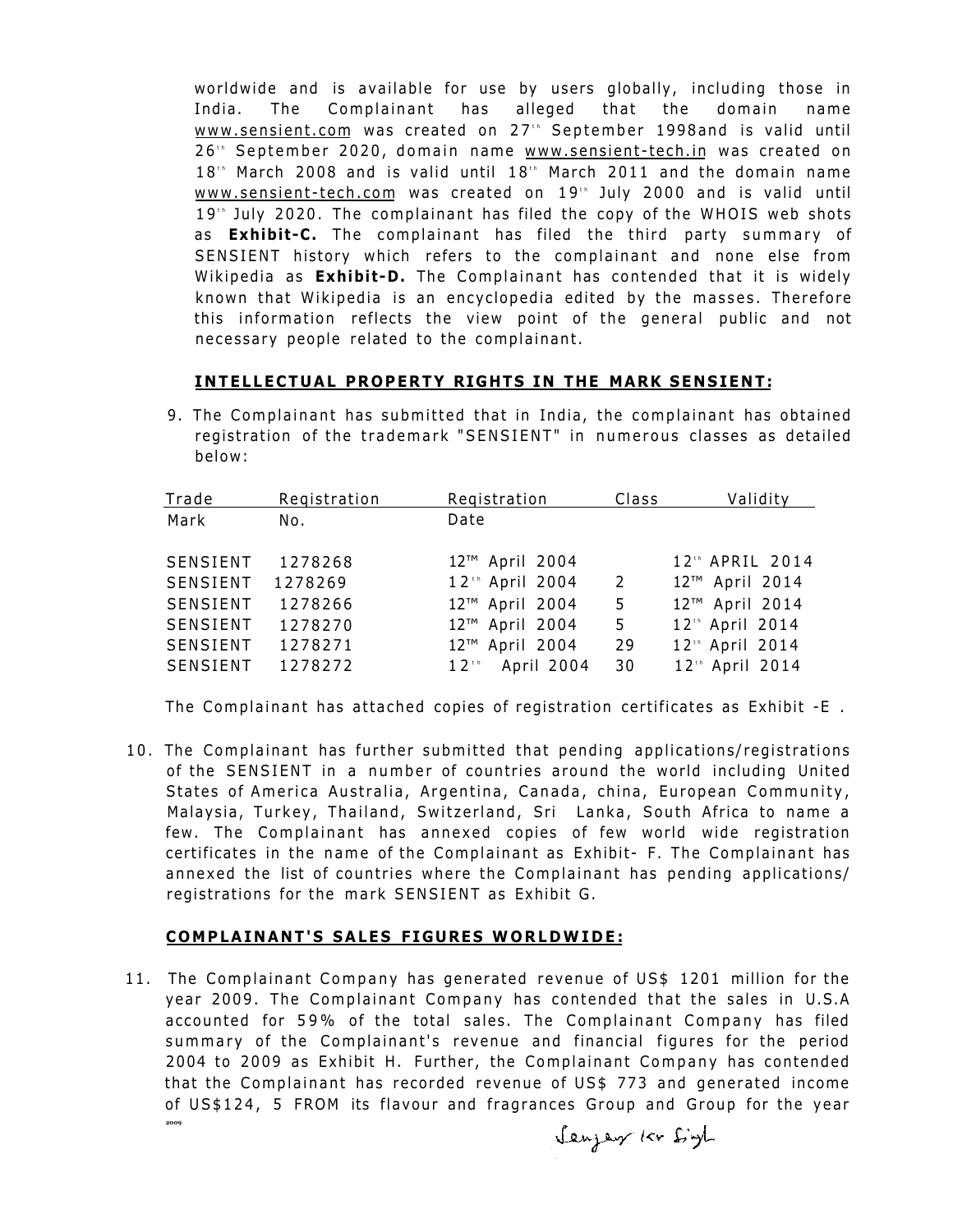worldwide and is available for use by users globally, including those in India. The Complainant has alleged that the domain name www.sensient.com was created on 27th September 1998and is valid until 26th September 2020, domain name www.sensient-tech.in was created on 18th March 2008 and is valid until 18th March 2011 and the domain name www.sensient-tech.com was created on 19th July 2000 and is valid until 19th July 2020. The complainant has filed the copy of the WHOIS web shots as **Exhibit-C.** The complainant has filed the third party summary of SENSIENT history which refers to the complainant and none else from Wikipedia as **Exhibit-D.** The Complainant has contended that it is widely known that Wikipedia is an encyclopedia edited by the masses. Therefore this information reflects the view point of the general public and not necessary people related to the complainant.

**INTELLECTUAL PROPERTY RIGHTS IN THE MARK SENSIENT:**

9. The Complainant has submitted that in India, the complainant has obtained registration of the trademark "SENSIENT" in numerous classes as detailed below:

| Trade Mark | Registration No. | Registration Date | Class | Validity |
|---|---|---|---|---|
| SENSIENT | 1278268 | 12™ April 2004 | | 12th APRIL 2014 |
| SENSIENT | 1278269 | 12th April 2004 | 2 | 12™ April 2014 |
| SENSIENT | 1278266 | 12™ April 2004 | 5 | 12™ April 2014 |
| SENSIENT | 1278270 | 12™ April 2004 | 5 | 12th April 2014 |
| SENSIENT | 1278271 | 12™ April 2004 | 29 | 12th April 2014 |
| SENSIENT | 1278272 | 12th April 2004 | 30 | 12th April 2014 |

The Complainant has attached copies of registration certificates as Exhibit -E .

10. The Complainant has further submitted that pending applications/registrations of the SENSIENT in a number of countries around the world including United States of America Australia, Argentina, Canada, china, European Community, Malaysia, Turkey, Thailand, Switzerland, Sri Lanka, South Africa to name a few. The Complainant has annexed copies of few world wide registration certificates in the name of the Complainant as Exhibit- F. The Complainant has annexed the list of countries where the Complainant has pending applications/ registrations for the mark SENSIENT as Exhibit G.

**COMPLAINANT'S SALES FIGURES WORLDWIDE:**

11. The Complainant Company has generated revenue of US$ 1201 million for the year 2009. The Complainant Company has contended that the sales in U.S.A accounted for 59% of the total sales. The Complainant Company has filed summary of the Complainant's revenue and financial figures for the period 2004 to 2009 as Exhibit H. Further, the Complainant Company has contended that the Complainant has recorded revenue of US$ 773 and generated income of US$124, 5 FROM its flavour and fragrances Group and Group for the year 2009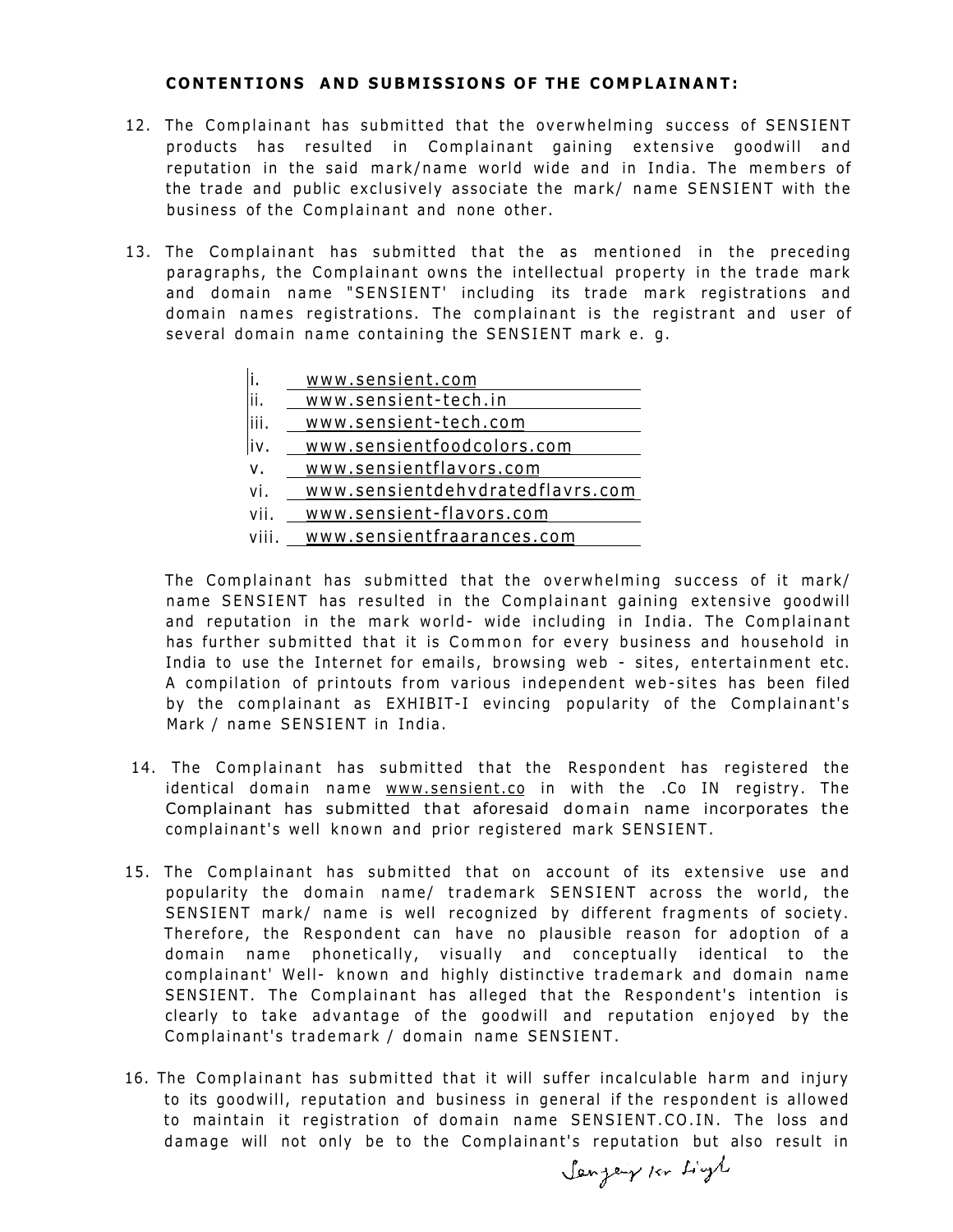**CONTENTIONS AND SUBMISSIONS OF THE COMPLAINANT:**

12. The Complainant has submitted that the overwhelming success of SENSIENT products has resulted in Complainant gaining extensive goodwill and reputation in the said mark/name world wide and in India. The members of the trade and public exclusively associate the mark/ name SENSIENT with the business of the Complainant and none other.

13. The Complainant has submitted that the as mentioned in the preceding paragraphs, the Complainant owns the intellectual property in the trade mark and domain name "SENSIENT' including its trade mark registrations and domain names registrations. The complainant is the registrant and user of several domain name containing the SENSIENT mark e. g.

    i. www.sensient.com
    ii. www.sensient-tech.in
    iii. www.sensient-tech.com
    iv. www.sensientfoodcolors.com
    v. www.sensientflavors.com
    vi. www.sensientdehvdratedflavrs.com
    vii. www.sensient-flavors.com
    viii. www.sensientfraarances.com

    The Complainant has submitted that the overwhelming success of it mark/ name SENSIENT has resulted in the Complainant gaining extensive goodwill and reputation in the mark world- wide including in India. The Complainant has further submitted that it is Common for every business and household in India to use the Internet for emails, browsing web - sites, entertainment etc. A compilation of printouts from various independent web-sites has been filed by the complainant as EXHIBIT-I evincing popularity of the Complainant's Mark / name SENSIENT in India.

14. The Complainant has submitted that the Respondent has registered the identical domain name www.sensient.co in with the .Co IN registry. The Complainant has submitted that aforesaid domain name incorporates the complainant's well known and prior registered mark SENSIENT.

15. The Complainant has submitted that on account of its extensive use and popularity the domain name/ trademark SENSIENT across the world, the SENSIENT mark/ name is well recognized by different fragments of society. Therefore, the Respondent can have no plausible reason for adoption of a domain name phonetically, visually and conceptually identical to the complainant' Well- known and highly distinctive trademark and domain name SENSIENT. The Complainant has alleged that the Respondent's intention is clearly to take advantage of the goodwill and reputation enjoyed by the Complainant's trademark / domain name SENSIENT.

16. The Complainant has submitted that it will suffer incalculable harm and injury to its goodwill, reputation and business in general if the respondent is allowed to maintain it registration of domain name SENSIENT.CO.IN. The loss and damage will not only be to the Complainant's reputation but also result in

Sanjay Kr Singh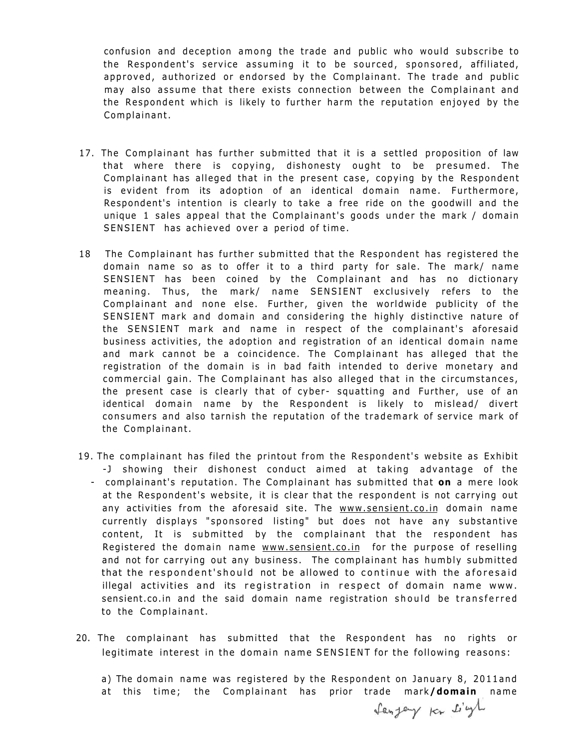confusion and deception among the trade and public who would subscribe to the Respondent's service assuming it to be sourced, sponsored, affiliated, approved, authorized or endorsed by the Complainant. The trade and public may also assume that there exists connection between the Complainant and the Respondent which is likely to further harm the reputation enjoyed by the Complainant.

17. The Complainant has further submitted that it is a settled proposition of law that where there is copying, dishonesty ought to be presumed. The Complainant has alleged that in the present case, copying by the Respondent is evident from its adoption of an identical domain name. Furthermore, Respondent's intention is clearly to take a free ride on the goodwill and the unique 1 sales appeal that the Complainant's goods under the mark / domain SENSIENT has achieved over a period of time.

18 The Complainant has further submitted that the Respondent has registered the domain name so as to offer it to a third party for sale. The mark/ name SENSIENT has been coined by the Complainant and has no dictionary meaning. Thus, the mark/ name SENSIENT exclusively refers to the Complainant and none else. Further, given the worldwide publicity of the SENSIENT mark and domain and considering the highly distinctive nature of the SENSIENT mark and name in respect of the complainant's aforesaid business activities, the adoption and registration of an identical domain name and mark cannot be a coincidence. The Complainant has alleged that the registration of the domain is in bad faith intended to derive monetary and commercial gain. The Complainant has also alleged that in the circumstances, the present case is clearly that of cyber- squatting and Further, use of an identical domain name by the Respondent is likely to mislead/ divert consumers and also tarnish the reputation of the trademark of service mark of the Complainant.

19. The complainant has filed the printout from the Respondent's website as Exhibit -J showing their dishonest conduct aimed at taking advantage of the - complainant's reputation. The Complainant has submitted that **on** a mere look at the Respondent's website, it is clear that the respondent is not carrying out any activities from the aforesaid site. The www.sensient.co.in domain name currently displays "sponsored listing" but does not have any substantive content, It is submitted by the complainant that the respondent has Registered the domain name www.sensient.co.in for the purpose of reselling and not for carrying out any business. The complainant has humbly submitted that the respondent'should not be allowed to continue with the aforesaid illegal activities and its registration in respect of domain name www. sensient.co.in and the said domain name registration should be transferred to the Complainant.

20. The complainant has submitted that the Respondent has no rights or legitimate interest in the domain name SENSIENT for the following reasons:

a) The domain name was registered by the Respondent on January 8, 2011and at this time; the Complainant has prior trade mark**/domain** name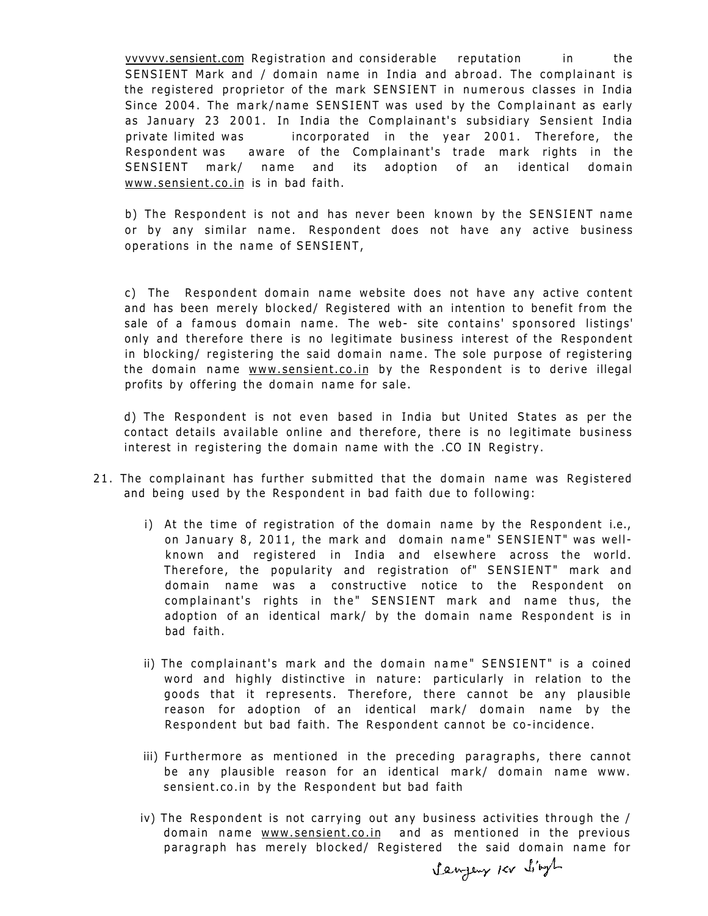vvvvvv.sensient.com Registration and considerable reputation in the SENSIENT Mark and / domain name in India and abroad. The complainant is the registered proprietor of the mark SENSIENT in numerous classes in India Since 2004. The mark/name SENSIENT was used by the Complainant as early as January 23 2001. In India the Complainant's subsidiary Sensient India private limited was incorporated in the year 2001. Therefore, the Respondent was aware of the Complainant's trade mark rights in the SENSIENT mark/ name and its adoption of an identical domain www.sensient.co.in is in bad faith.

b) The Respondent is not and has never been known by the SENSIENT name or by any similar name. Respondent does not have any active business operations in the name of SENSIENT,

c) The Respondent domain name website does not have any active content and has been merely blocked/ Registered with an intention to benefit from the sale of a famous domain name. The web- site contains' sponsored listings' only and therefore there is no legitimate business interest of the Respondent in blocking/ registering the said domain name. The sole purpose of registering the domain name www.sensient.co.in by the Respondent is to derive illegal profits by offering the domain name for sale.

d) The Respondent is not even based in India but United States as per the contact details available online and therefore, there is no legitimate business interest in registering the domain name with the .CO IN Registry.

21. The complainant has further submitted that the domain name was Registered and being used by the Respondent in bad faith due to following:

    i) At the time of registration of the domain name by the Respondent i.e., on January 8, 2011, the mark and domain name" SENSIENT" was well-known and registered in India and elsewhere across the world. Therefore, the popularity and registration of" SENSIENT" mark and domain name was a constructive notice to the Respondent on complainant's rights in the" SENSIENT mark and name thus, the adoption of an identical mark/ by the domain name Respondent is in bad faith.

    ii) The complainant's mark and the domain name" SENSIENT" is a coined word and highly distinctive in nature: particularly in relation to the goods that it represents. Therefore, there cannot be any plausible reason for adoption of an identical mark/ domain name by the Respondent but bad faith. The Respondent cannot be co-incidence.

    iii) Furthermore as mentioned in the preceding paragraphs, there cannot be any plausible reason for an identical mark/ domain name www. sensient.co.in by the Respondent but bad faith

    iv) The Respondent is not carrying out any business activities through the / domain name www.sensient.co.in and as mentioned in the previous paragraph has merely blocked/ Registered the said domain name for

Sanjay Kr Singh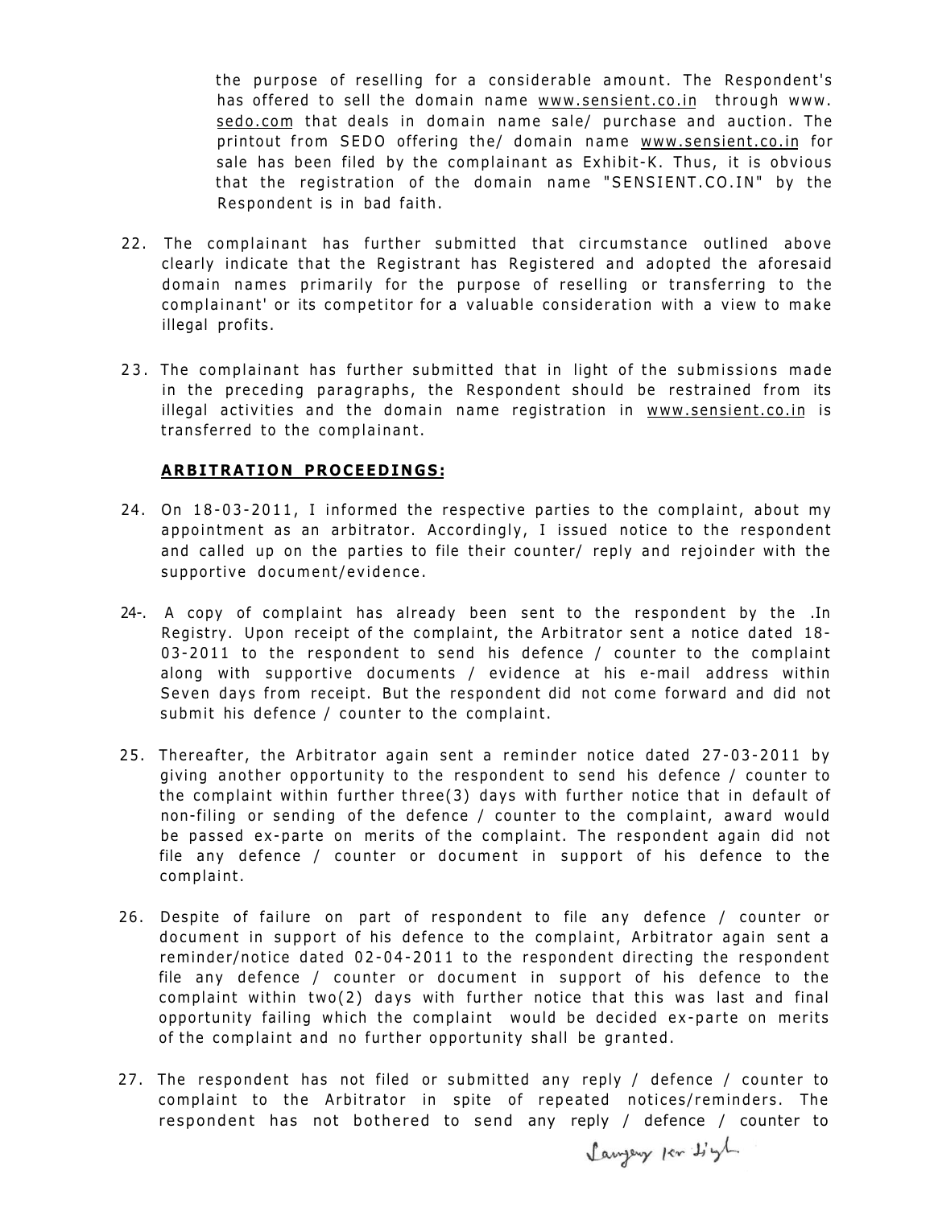the purpose of reselling for a considerable amount. The Respondent's has offered to sell the domain name www.sensient.co.in through www. sedo.com that deals in domain name sale/ purchase and auction. The printout from SEDO offering the/ domain name www.sensient.co.in for sale has been filed by the complainant as Exhibit-K. Thus, it is obvious that the registration of the domain name "SENSIENT.CO.IN" by the Respondent is in bad faith.

22. The complainant has further submitted that circumstance outlined above clearly indicate that the Registrant has Registered and adopted the aforesaid domain names primarily for the purpose of reselling or transferring to the complainant' or its competitor for a valuable consideration with a view to make illegal profits.

23. The complainant has further submitted that in light of the submissions made in the preceding paragraphs, the Respondent should be restrained from its illegal activities and the domain name registration in www.sensient.co.in is transferred to the complainant.

**ARBITRATION PROCEEDINGS:**

24. On 18-03-2011, I informed the respective parties to the complaint, about my appointment as an arbitrator. Accordingly, I issued notice to the respondent and called up on the parties to file their counter/ reply and rejoinder with the supportive document/evidence.

24-. A copy of complaint has already been sent to the respondent by the .In Registry. Upon receipt of the complaint, the Arbitrator sent a notice dated 18-03-2011 to the respondent to send his defence / counter to the complaint along with supportive documents / evidence at his e-mail address within Seven days from receipt. But the respondent did not come forward and did not submit his defence / counter to the complaint.

25. Thereafter, the Arbitrator again sent a reminder notice dated 27-03-2011 by giving another opportunity to the respondent to send his defence / counter to the complaint within further three(3) days with further notice that in default of non-filing or sending of the defence / counter to the complaint, award would be passed ex-parte on merits of the complaint. The respondent again did not file any defence / counter or document in support of his defence to the complaint.

26. Despite of failure on part of respondent to file any defence / counter or document in support of his defence to the complaint, Arbitrator again sent a reminder/notice dated 02-04-2011 to the respondent directing the respondent file any defence / counter or document in support of his defence to the complaint within two(2) days with further notice that this was last and final opportunity failing which the complaint would be decided ex-parte on merits of the complaint and no further opportunity shall be granted.

27. The respondent has not filed or submitted any reply / defence / counter to complaint to the Arbitrator in spite of repeated notices/reminders. The respondent has not bothered to send any reply / defence / counter to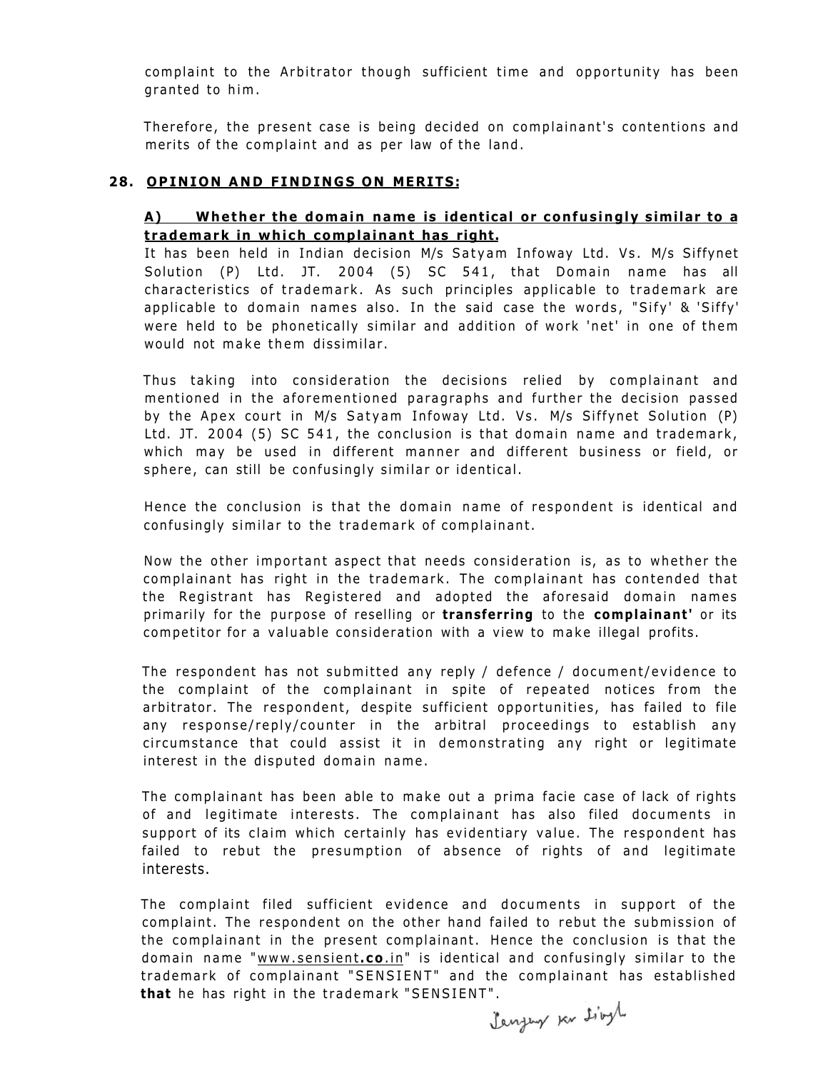complaint to the Arbitrator though sufficient time and opportunity has been granted to him.

Therefore, the present case is being decided on complainant's contentions and merits of the complaint and as per law of the land.

## 28. OPINION AND FINDINGS ON MERITS:

### A) Whether the domain name is identical or confusingly similar to a trademark in which complainant has right.

It has been held in Indian decision M/s Satyam Infoway Ltd. Vs. M/s Siffynet Solution (P) Ltd. JT. 2004 (5) SC 541, that Domain name has all characteristics of trademark. As such principles applicable to trademark are applicable to domain names also. In the said case the words, "Sify' & 'Siffy' were held to be phonetically similar and addition of work 'net' in one of them would not make them dissimilar.

Thus taking into consideration the decisions relied by complainant and mentioned in the aforementioned paragraphs and further the decision passed by the Apex court in M/s Satyam Infoway Ltd. Vs. M/s Siffynet Solution (P) Ltd. JT. 2004 (5) SC 541, the conclusion is that domain name and trademark, which may be used in different manner and different business or field, or sphere, can still be confusingly similar or identical.

Hence the conclusion is that the domain name of respondent is identical and confusingly similar to the trademark of complainant.

Now the other important aspect that needs consideration is, as to whether the complainant has right in the trademark. The complainant has contended that the Registrant has Registered and adopted the aforesaid domain names primarily for the purpose of reselling or **transferring** to the **complainant'** or its competitor for a valuable consideration with a view to make illegal profits.

The respondent has not submitted any reply / defence / document/evidence to the complaint of the complainant in spite of repeated notices from the arbitrator. The respondent, despite sufficient opportunities, has failed to file any response/reply/counter in the arbitral proceedings to establish any circumstance that could assist it in demonstrating any right or legitimate interest in the disputed domain name.

The complainant has been able to make out a prima facie case of lack of rights of and legitimate interests. The complainant has also filed documents in support of its claim which certainly has evidentiary value. The respondent has failed to rebut the presumption of absence of rights of and legitimate interests.

The complaint filed sufficient evidence and documents in support of the complaint. The respondent on the other hand failed to rebut the submission of the complainant in the present complainant. Hence the conclusion is that the domain name "www.sensient**.co**.in" is identical and confusingly similar to the trademark of complainant "SENSIENT" and the complainant has established **that** he has right in the trademark "SENSIENT".

Sanjay Kr Singh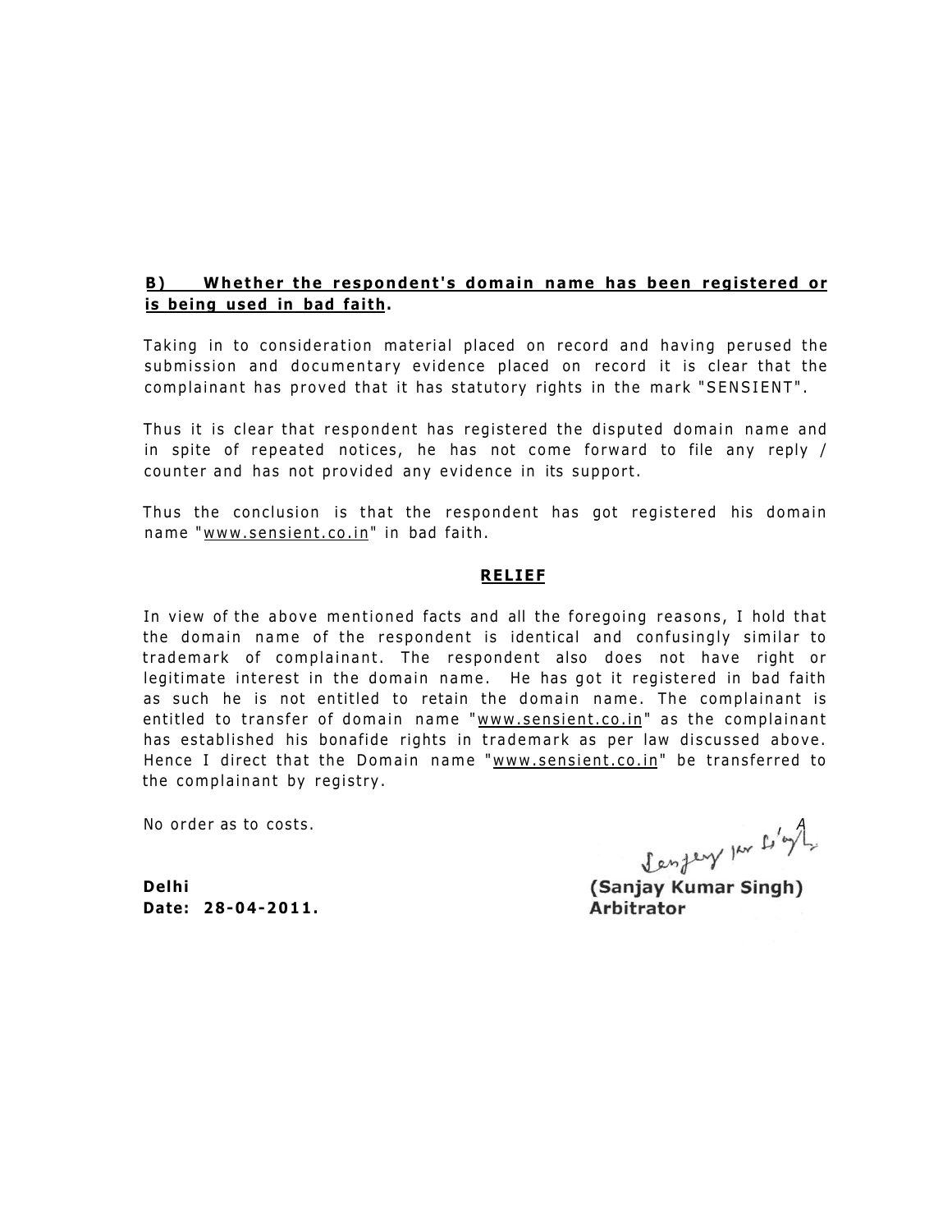**B) Whether the respondent's domain name has been registered or is being used in bad faith.**

Taking in to consideration material placed on record and having perused the submission and documentary evidence placed on record it is clear that the complainant has proved that it has statutory rights in the mark "SENSIENT".

Thus it is clear that respondent has registered the disputed domain name and in spite of repeated notices, he has not come forward to file any reply / counter and has not provided any evidence in its support.

Thus the conclusion is that the respondent has got registered his domain name "www.sensient.co.in" in bad faith.

## RELIEF

In view of the above mentioned facts and all the foregoing reasons, I hold that the domain name of the respondent is identical and confusingly similar to trademark of complainant. The respondent also does not have right or legitimate interest in the domain name. He has got it registered in bad faith as such he is not entitled to retain the domain name. The complainant is entitled to transfer of domain name "www.sensient.co.in" as the complainant has established his bonafide rights in trademark as per law discussed above. Hence I direct that the Domain name "www.sensient.co.in" be transferred to the complainant by registry.

No order as to costs.

**Delhi**
**Date: 28-04-2011.**

**(Sanjay Kumar Singh)**
**Arbitrator**